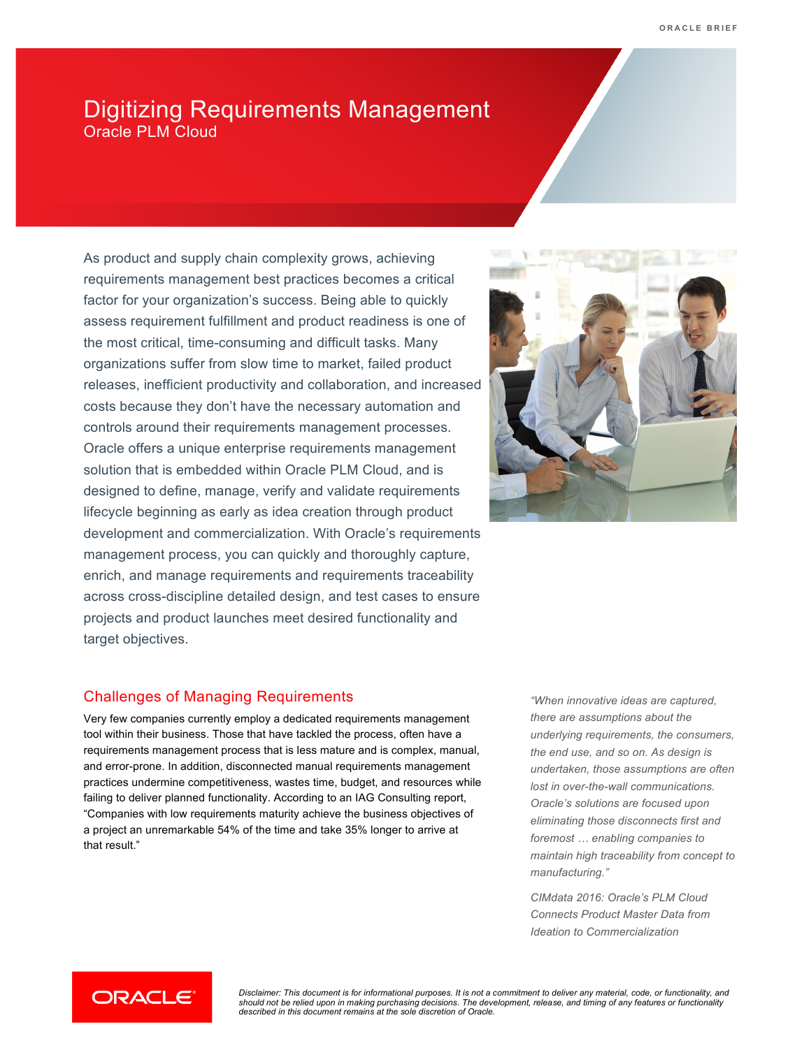# Digitizing Requirements Management

Oracle PLM Cloud

As product and supply chain complexity grows, achieving requirements management best practices becomes a critical factor for your organization's success. Being able to quickly assess requirement fulfillment and product readiness is one of the most critical, time-consuming and difficult tasks. Many organizations suffer from slow time to market, failed product releases, inefficient productivity and collaboration, and increased costs because they don't have the necessary automation and controls around their requirements management processes. Oracle offers a unique enterprise requirements management solution that is embedded within Oracle PLM Cloud, and is designed to define, manage, verify and validate requirements lifecycle beginning as early as idea creation through product development and commercialization. With Oracle's requirements management process, you can quickly and thoroughly capture, enrich, and manage requirements and requirements traceability across cross-discipline detailed design, and test cases to ensure projects and product launches meet desired functionality and target objectives.

## Challenges of Managing Requirements

Very few companies currently employ a dedicated requirements management tool within their business. Those that have tackled the process, often have a requirements management process that is less mature and is complex, manual, and error-prone. In addition, disconnected manual requirements management practices undermine competitiveness, wastes time, budget, and resources while failing to deliver planned functionality. According to an IAG Consulting report, "Companies with low requirements maturity achieve the business objectives of a project an unremarkable 54% of the time and take 35% longer to arrive at that result."

*"When innovative ideas are captured, there are assumptions about the underlying requirements, the consumers, the end use, and so on. As design is undertaken, those assumptions are often lost in over-the-wall communications. Oracle's solutions are focused upon eliminating those disconnects first and foremost … enabling companies to maintain high traceability from concept to manufacturing."*

*CIMdata 2016: Oracle's PLM Cloud Connects Product Master Data from Ideation to Commercialization*

*Disclaimer: This document is for informational purposes. It is not a commitment to deliver any material, code, or functionality, and should not be relied upon in making purchasing decisions. The development, release, and timing of any features or functionality described in this document remains at the sole discretion of Oracle.*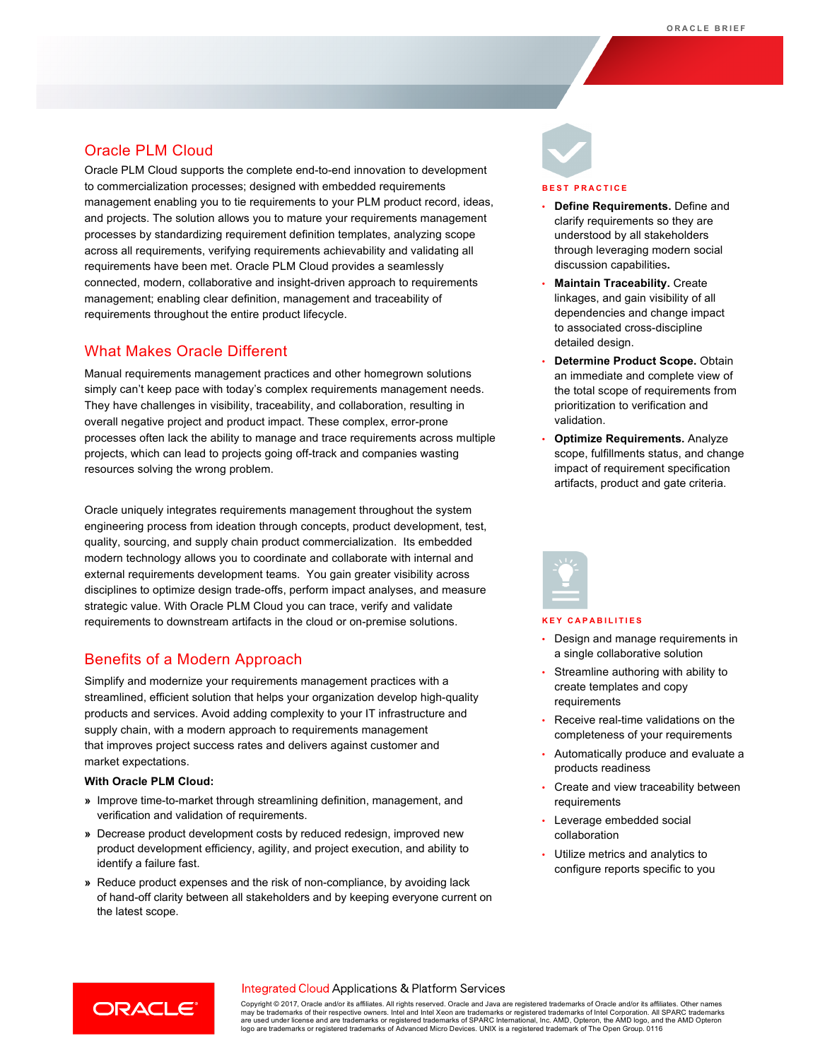## Oracle PLM Cloud

Oracle PLM Cloud supports the complete end-to-end innovation to development to commercialization processes; designed with embedded requirements management enabling you to tie requirements to your PLM product record, ideas, and projects. The solution allows you to mature your requirements management processes by standardizing requirement definition templates, analyzing scope across all requirements, verifying requirements achievability and validating all requirements have been met. Oracle PLM Cloud provides a seamlessly connected, modern, collaborative and insight-driven approach to requirements management; enabling clear definition, management and traceability of requirements throughout the entire product lifecycle.

## What Makes Oracle Different

Manual requirements management practices and other homegrown solutions simply can't keep pace with today's complex requirements management needs. They have challenges in visibility, traceability, and collaboration, resulting in overall negative project and product impact. These complex, error-prone processes often lack the ability to manage and trace requirements across multiple projects, which can lead to projects going off-track and companies wasting resources solving the wrong problem.

Oracle uniquely integrates requirements management throughout the system engineering process from ideation through concepts, product development, test, quality, sourcing, and supply chain product commercialization. Its embedded modern technology allows you to coordinate and collaborate with internal and external requirements development teams. You gain greater visibility across disciplines to optimize design trade-offs, perform impact analyses, and measure strategic value. With Oracle PLM Cloud you can trace, verify and validate requirements to downstream artifacts in the cloud or on-premise solutions.

## Benefits of a Modern Approach

Simplify and modernize your requirements management practices with a streamlined, efficient solution that helps your organization develop high-quality products and services. Avoid adding complexity to your IT infrastructure and supply chain, with a modern approach to requirements management that improves project success rates and delivers against customer and market expectations.

**With Oracle PLM Cloud:**

- Improve time-to-market through streamlining definition, management, and verification and validation of requirements.
- Decrease product development costs by reduced redesign, improved new product development efficiency, agility, and project execution, and ability to identify a failure fast.
- Reduce product expenses and the risk of non-compliance, by avoiding lack of hand-off clarity between all stakeholders and by keeping everyone current on the latest scope.

### BEST PRACTICE

- **Define Requirements.** Define and clarify requirements so they are understood by all stakeholders through leveraging modern social discussion capabilities.
- **Maintain Traceability.** Create linkages, and gain visibility of all dependencies and change impact to associated cross-discipline detailed design.
- **Determine Product Scope.** Obtain an immediate and complete view of the total scope of requirements from prioritization to verification and validation.
- **Optimize Requirements.** Analyze scope, fulfillments status, and change impact of requirement specification artifacts, product and gate criteria.

### KEY CAPABILITIES

- Design and manage requirements in a single collaborative solution
- Streamline authoring with ability to create templates and copy requirements
- Receive real-time validations on the completeness of your requirements
- Automatically produce and evaluate a products readiness
- Create and view traceability between requirements
- Leverage embedded social collaboration
- Utilize metrics and analytics to configure reports specific to you

Integrated Cloud Applications & Platform Services

Copyright © 2017, Oracle and/or its affiliates. All rights reserved. Oracle and Java are registered trademarks of Oracle and/or its affiliates. Other names may be trademarks of their respective owners. Intel and Intel Xeon are trademarks or registered trademarks of Intel Corporation. All SPARC trademarks are used under license and are trademarks or registered trademarks of SPARC International, Inc. AMD, Opteron, the AMD logo, and the AMD Opteron logo are trademarks or registered trademarks of Advanced Micro Devices. UNIX is a registered trademark of The Open Group. 0116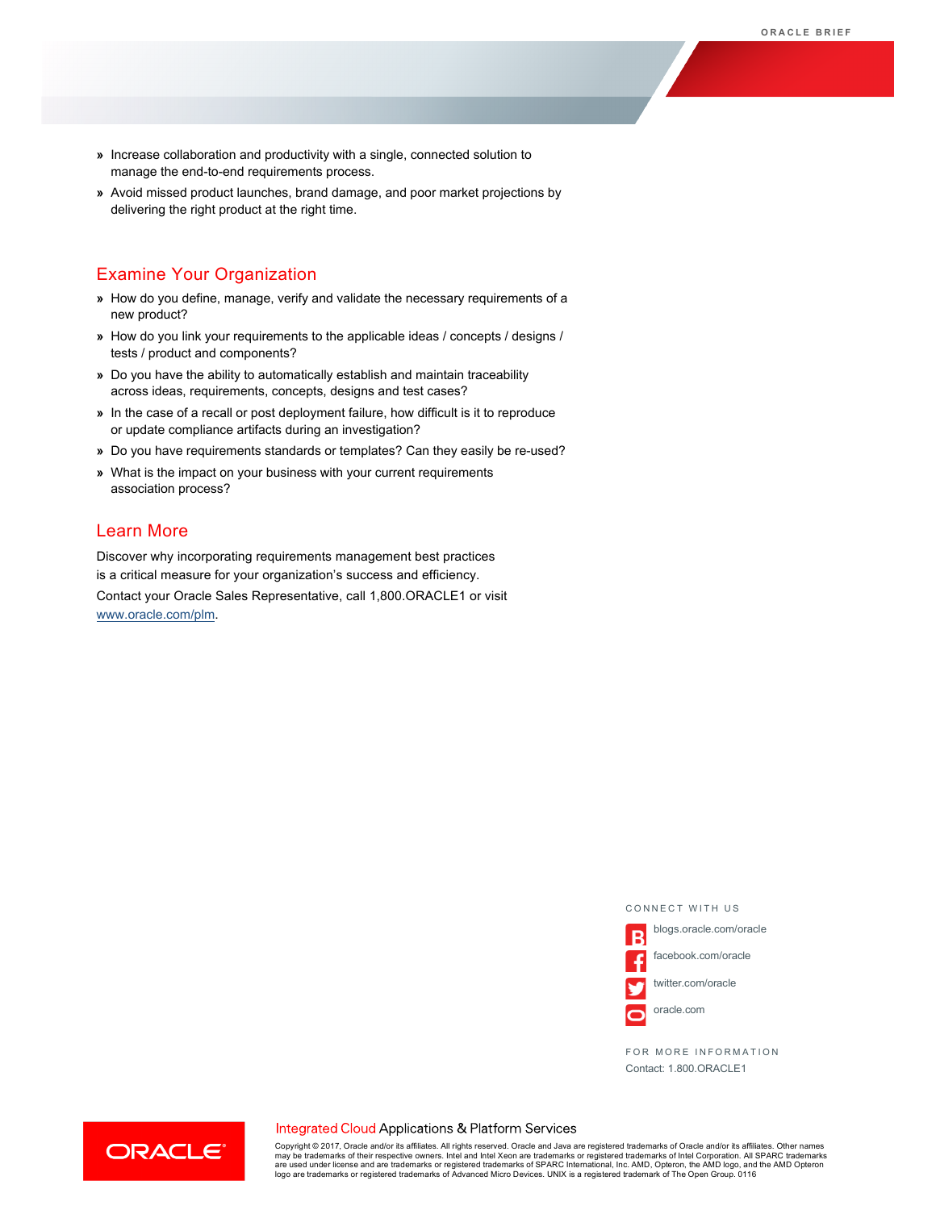- Increase collaboration and productivity with a single, connected solution to manage the end-to-end requirements process.
- Avoid missed product launches, brand damage, and poor market projections by delivering the right product at the right time.

## Examine Your Organization

- How do you define, manage, verify and validate the necessary requirements of a new product?
- How do you link your requirements to the applicable ideas / concepts / designs / tests / product and components?
- Do you have the ability to automatically establish and maintain traceability across ideas, requirements, concepts, designs and test cases?
- In the case of a recall or post deployment failure, how difficult is it to reproduce or update compliance artifacts during an investigation?
- Do you have requirements standards or templates? Can they easily be re-used?
- What is the impact on your business with your current requirements association process?

## Learn More

Discover why incorporating requirements management best practices is a critical measure for your organization's success and efficiency.

Contact your Oracle Sales Representative, call 1,800.ORACLE1 or visit www.oracle.com/plm.

CONNECT WITH US

blogs.oracle.com/oracle

facebook.com/oracle

twitter.com/oracle

oracle.com

FOR MORE INFORMATION

Contact: 1.800.ORACLE1

ORACLE

Integrated Cloud Applications & Platform Services

Copyright © 2017, Oracle and/or its affiliates. All rights reserved. Oracle and Java are registered trademarks of Oracle and/or its affiliates. Other names may be trademarks of their respective owners. Intel and Intel Xeon are trademarks or registered trademarks of Intel Corporation. All SPARC trademarks are used under license and are trademarks or registered trademarks of SPARC International, Inc. AMD, Opteron, the AMD logo, and the AMD Opteron logo are trademarks or registered trademarks of Advanced Micro Devices. UNIX is a registered trademark of The Open Group. 0116